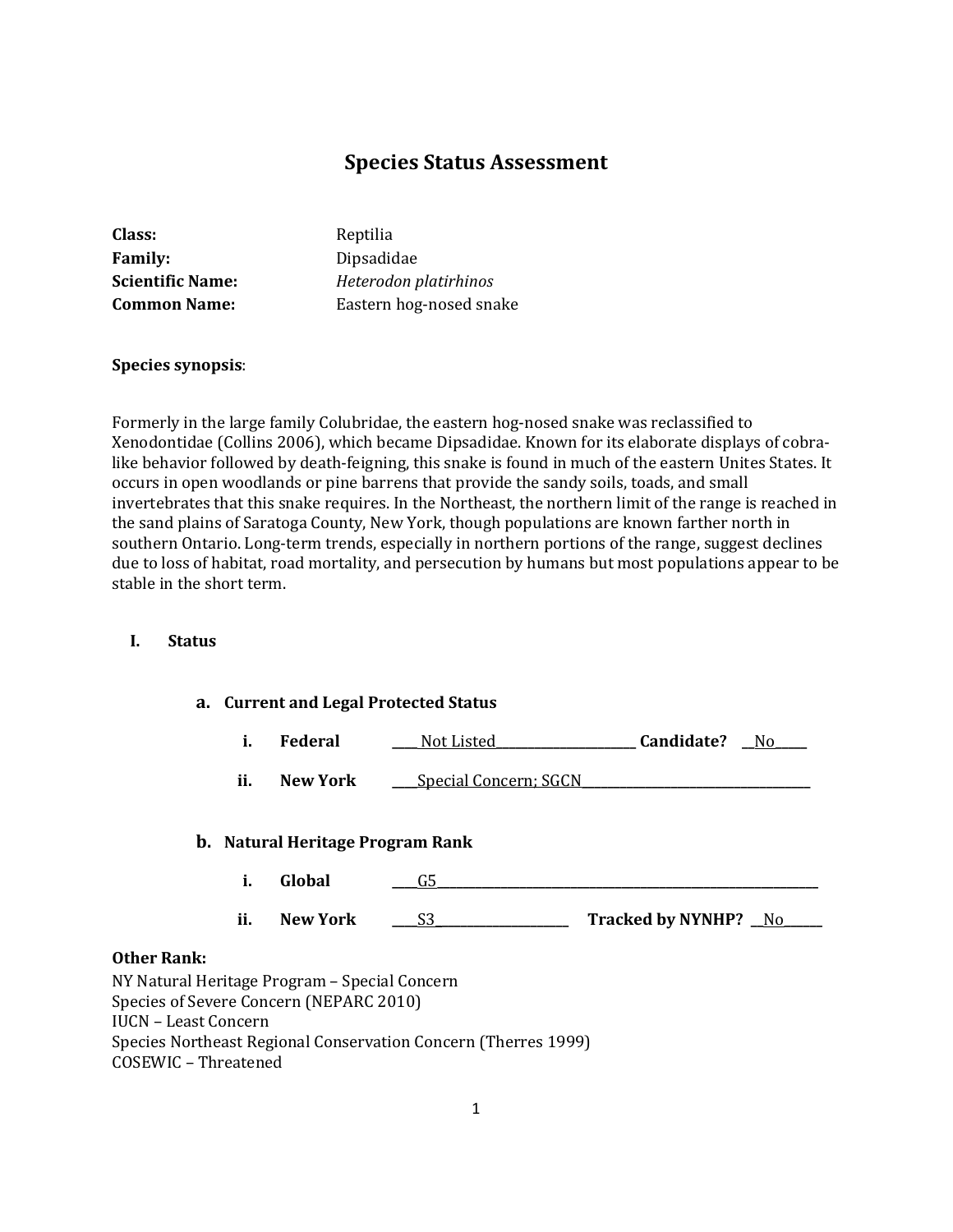# Species Status Assessment

**Class:** Reptilia
**Family:** Dipsadidae
**Scientific Name:** *Heterodon platirhinos*
**Common Name:** Eastern hog-nosed snake

**Species synopsis**:

Formerly in the large family Colubridae, the eastern hog-nosed snake was reclassified to Xenodontidae (Collins 2006), which became Dipsadidae. Known for its elaborate displays of cobra-like behavior followed by death-feigning, this snake is found in much of the eastern Unites States. It occurs in open woodlands or pine barrens that provide the sandy soils, toads, and small invertebrates that this snake requires. In the Northeast, the northern limit of the range is reached in the sand plains of Saratoga County, New York, though populations are known farther north in southern Ontario. Long-term trends, especially in northern portions of the range, suggest declines due to loss of habitat, road mortality, and persecution by humans but most populations appear to be stable in the short term.

## I. Status

### a. Current and Legal Protected Status

i. **Federal** ____Not Listed____ **Candidate?** __No__

ii. **New York** ____Special Concern; SGCN____

### b. Natural Heritage Program Rank

i. **Global** ____G5____

ii. **New York** ____S3____ **Tracked by NYNHP?** __No__

**Other Rank:**

NY Natural Heritage Program – Special Concern
Species of Severe Concern (NEPARC 2010)
IUCN – Least Concern
Species Northeast Regional Conservation Concern (Therres 1999)
COSEWIC – Threatened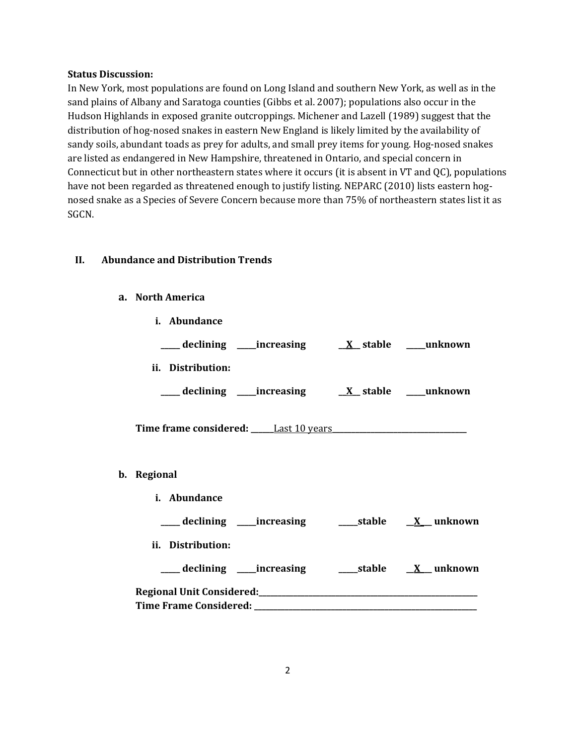**Status Discussion:**
In New York, most populations are found on Long Island and southern New York, as well as in the sand plains of Albany and Saratoga counties (Gibbs et al. 2007); populations also occur in the Hudson Highlands in exposed granite outcroppings. Michener and Lazell (1989) suggest that the distribution of hog-nosed snakes in eastern New England is likely limited by the availability of sandy soils, abundant toads as prey for adults, and small prey items for young. Hog-nosed snakes are listed as endangered in New Hampshire, threatened in Ontario, and special concern in Connecticut but in other northeastern states where it occurs (it is absent in VT and QC), populations have not been regarded as threatened enough to justify listing. NEPARC (2010) lists eastern hog-nosed snake as a Species of Severe Concern because more than 75% of northeastern states list it as SGCN.

## II. Abundance and Distribution Trends

### a. North America

**i. Abundance**

**_____ declining _____increasing __X__ stable _____unknown**

**ii. Distribution:**

**_____ declining _____increasing __X__ stable _____unknown**

**Time frame considered:** ______Last 10 years______________________________

### b. Regional

**i. Abundance**

**_____ declining _____increasing _____stable __X__ unknown**

**ii. Distribution:**

**_____ declining _____increasing _____stable __X__ unknown**

**Regional Unit Considered:**_____________________________________________
**Time Frame Considered:** _____________________________________________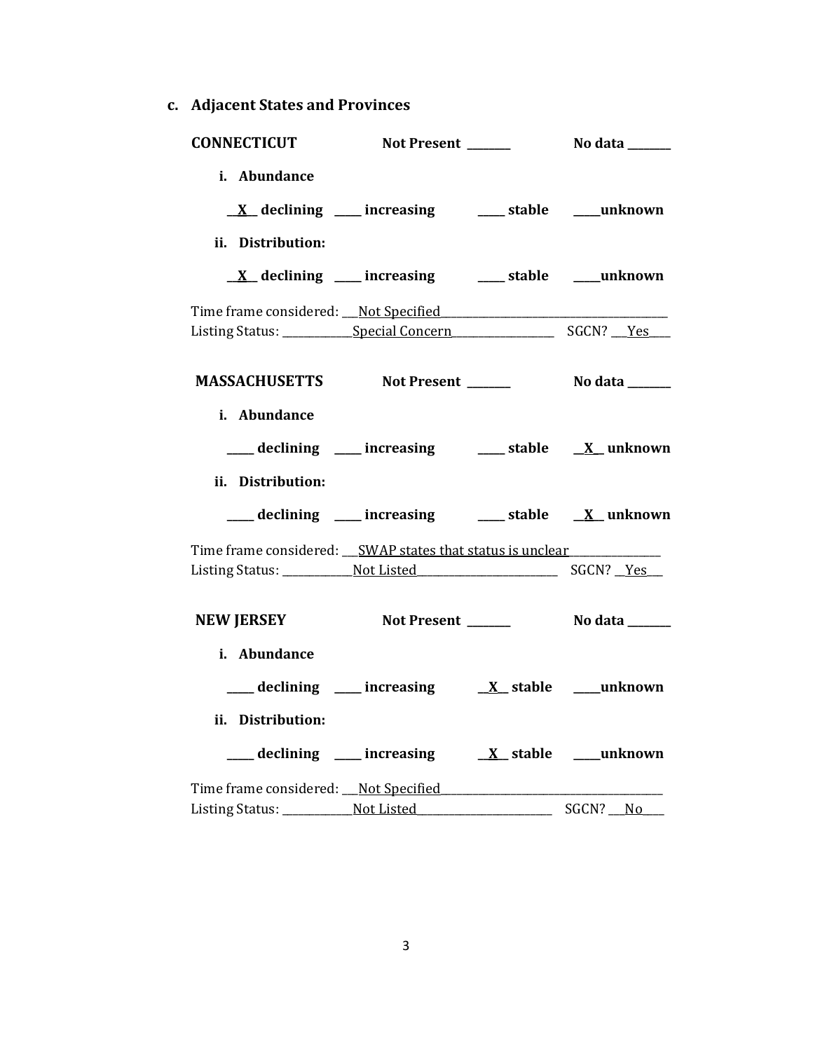### c. Adjacent States and Provinces

**CONNECTICUT** **Not Present** _______ **No data** _______

i. **Abundance**

__X__ **declining** ____ **increasing** ____ **stable** ____**unknown**

ii. **Distribution:**

__X__ **declining** ____ **increasing** ____ **stable** ____**unknown**

Time frame considered: ___Not Specified___________________________
Listing Status: ___________Special Concern_______________ SGCN? ___Yes___

**MASSACHUSETTS** **Not Present** _______ **No data** _______

i. **Abundance**

____ **declining** ____ **increasing** ____ **stable** __X__ **unknown**

ii. **Distribution:**

____ **declining** ____ **increasing** ____ **stable** __X__ **unknown**

Time frame considered: ___SWAP states that status is unclear___________
Listing Status: ___________Not Listed____________________ SGCN? __Yes__

**NEW JERSEY** **Not Present** _______ **No data** _______

i. **Abundance**

____ **declining** ____ **increasing** __X__ **stable** ____**unknown**

ii. **Distribution:**

____ **declining** ____ **increasing** __X__ **stable** ____**unknown**

Time frame considered: ___Not Specified___________________________
Listing Status: ___________Not Listed____________________ SGCN? ___No___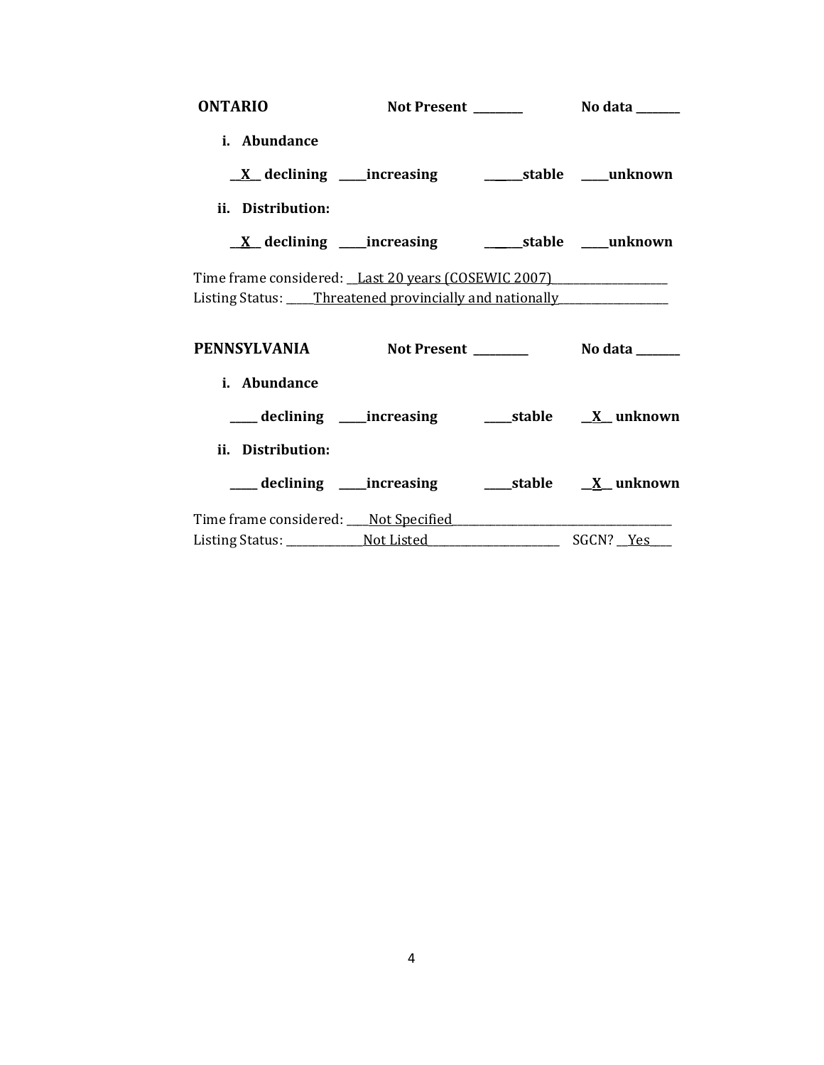**ONTARIO** **Not Present** ________ **No data** _______

**i. Abundance**

__**X**__ **declining** ____**increasing** ______**stable** ____**unknown**

**ii. Distribution:**

__**X**__ **declining** ____**increasing** ______**stable** ____**unknown**

Time frame considered: __Last 20 years (COSEWIC 2007)__________________
Listing Status: _____Threatened provincially and nationally__________________

**PENNSYLVANIA** **Not Present** _________ **No data** _______

**i. Abundance**

____ **declining** ____**increasing** ____**stable** __**X**__ **unknown**

**ii. Distribution:**

____ **declining** ____**increasing** ____**stable** __**X**__ **unknown**

Time frame considered: ____Not Specified______________________________________
Listing Status: _____________Not Listed______________________ SGCN? __Yes____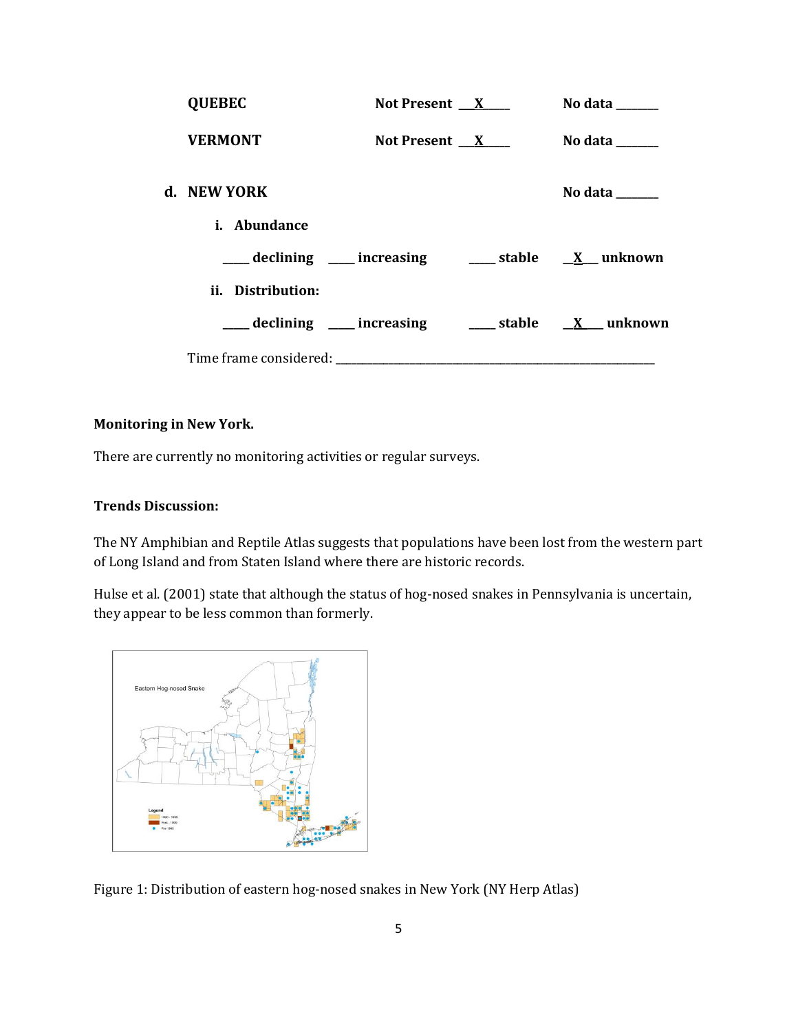QUEBEC Not Present __X__ No data ______

VERMONT Not Present __X__ No data ______

**d. NEW YORK** No data ______

**i. Abundance**

____ declining ____ increasing ____ stable __X__ unknown

**ii. Distribution:**

____ declining ____ increasing ____ stable __X__ unknown

Time frame considered: ________________________________________

**Monitoring in New York.**

There are currently no monitoring activities or regular surveys.

**Trends Discussion:**

The NY Amphibian and Reptile Atlas suggests that populations have been lost from the western part of Long Island and from Staten Island where there are historic records.

Hulse et al. (2001) state that although the status of hog-nosed snakes in Pennsylvania is uncertain, they appear to be less common than formerly.

Figure 1: Distribution of eastern hog-nosed snakes in New York (NY Herp Atlas)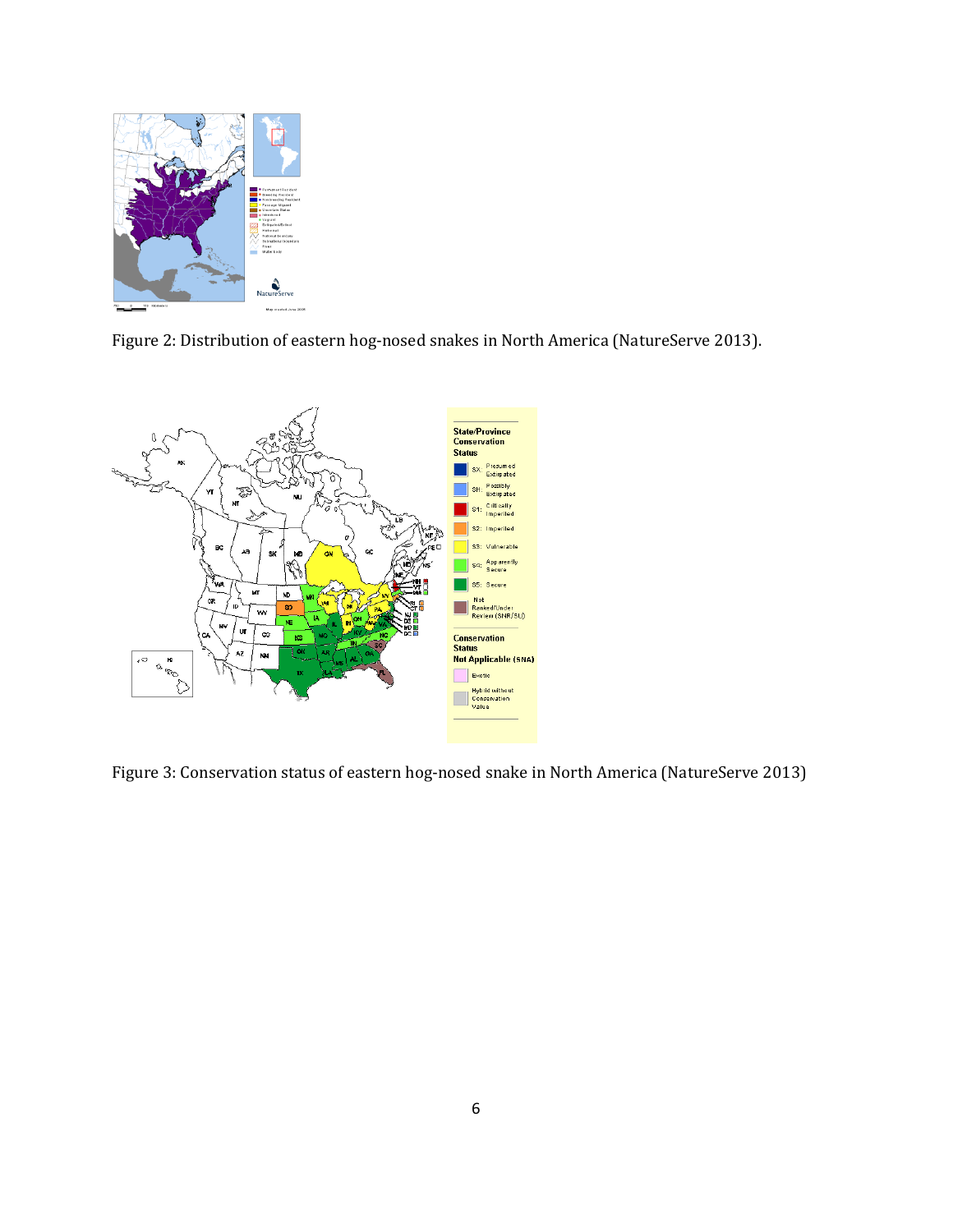Figure 2: Distribution of eastern hog-nosed snakes in North America (NatureServe 2013).

Figure 3: Conservation status of eastern hog-nosed snake in North America (NatureServe 2013)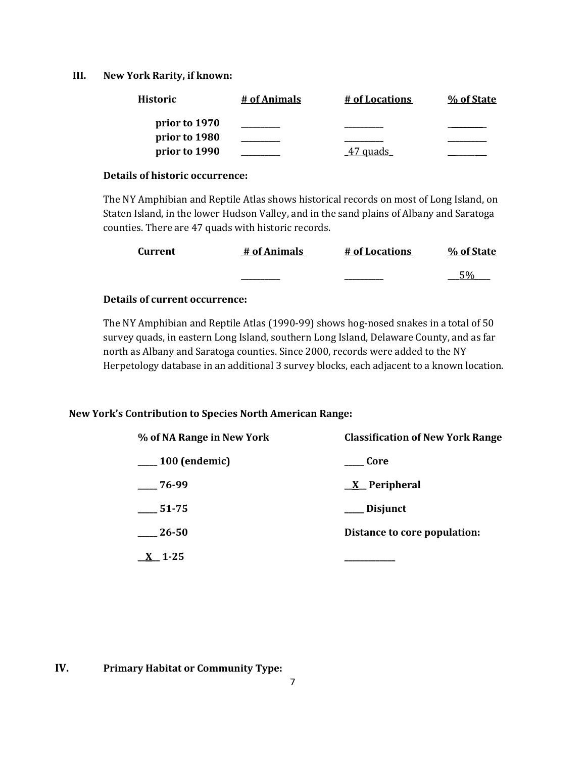## III. New York Rarity, if known:

| Historic | # of Animals | # of Locations | % of State |
|---|---|---|---|
| prior to 1970 | _________ | _________ | _________ |
| prior to 1980 | _________ | _________ | _________ |
| prior to 1990 | _________ | _47 quads_ | _________ |

**Details of historic occurrence:**

The NY Amphibian and Reptile Atlas shows historical records on most of Long Island, on Staten Island, in the lower Hudson Valley, and in the sand plains of Albany and Saratoga counties. There are 47 quads with historic records.

| Current | # of Animals | # of Locations | % of State |
|---|---|---|---|
| | _________ | _________ | __5%___ |

**Details of current occurrence:**

The NY Amphibian and Reptile Atlas (1990-99) shows hog-nosed snakes in a total of 50 survey quads, in eastern Long Island, southern Long Island, Delaware County, and as far north as Albany and Saratoga counties. Since 2000, records were added to the NY Herpetology database in an additional 3 survey blocks, each adjacent to a known location.

**New York's Contribution to Species North American Range:**

| % of NA Range in New York | Classification of New York Range |
|---|---|
| _____ 100 (endemic) | _____ Core |
| _____ 76-99 | __X__ Peripheral |
| _____ 51-75 | _____ Disjunct |
| _____ 26-50 | **Distance to core population:** |
| __X__ 1-25 | ___________ |

## IV. Primary Habitat or Community Type: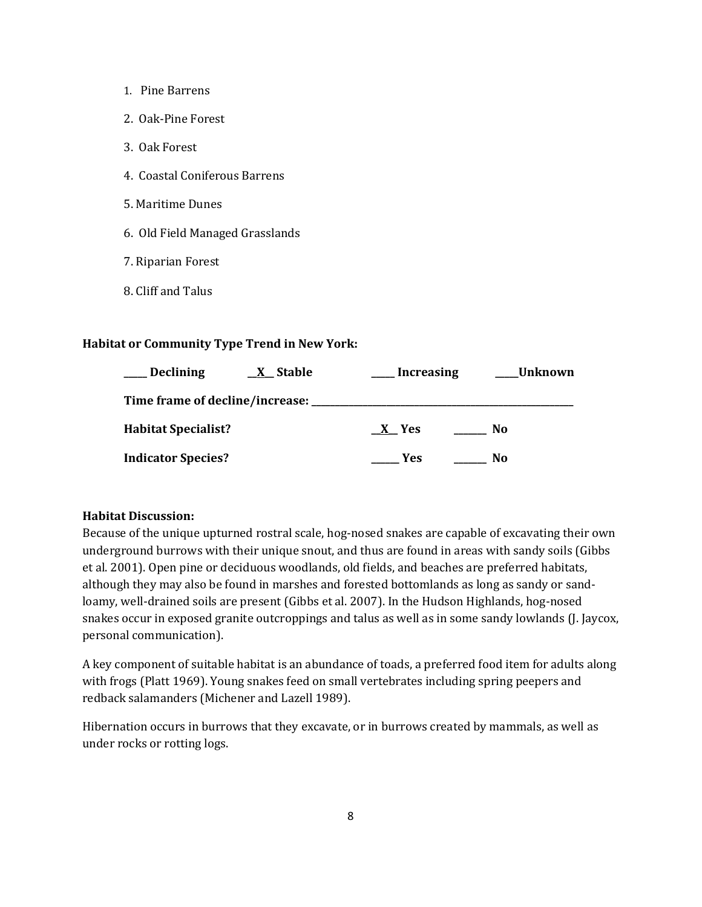1. Pine Barrens
2. Oak-Pine Forest
3. Oak Forest
4. Coastal Coniferous Barrens
5. Maritime Dunes
6. Old Field Managed Grasslands
7. Riparian Forest
8. Cliff and Talus

**Habitat or Community Type Trend in New York:**

**____ Declining __X__ Stable ____ Increasing ____Unknown**

**Time frame of decline/increase: ______________________________________________**

**Habitat Specialist? __X__ Yes ______ No**

**Indicator Species? _____ Yes ______ No**

**Habitat Discussion:**

Because of the unique upturned rostral scale, hog-nosed snakes are capable of excavating their own underground burrows with their unique snout, and thus are found in areas with sandy soils (Gibbs et al. 2001). Open pine or deciduous woodlands, old fields, and beaches are preferred habitats, although they may also be found in marshes and forested bottomlands as long as sandy or sand-loamy, well-drained soils are present (Gibbs et al. 2007). In the Hudson Highlands, hog-nosed snakes occur in exposed granite outcroppings and talus as well as in some sandy lowlands (J. Jaycox, personal communication).

A key component of suitable habitat is an abundance of toads, a preferred food item for adults along with frogs (Platt 1969). Young snakes feed on small vertebrates including spring peepers and redback salamanders (Michener and Lazell 1989).

Hibernation occurs in burrows that they excavate, or in burrows created by mammals, as well as under rocks or rotting logs.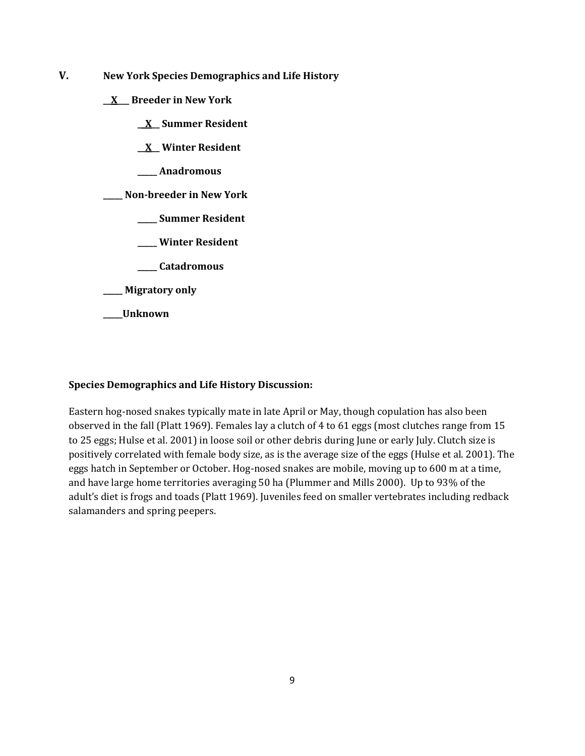## V. New York Species Demographics and Life History

__X__ **Breeder in New York**

  __X__ **Summer Resident**

  __X__ **Winter Resident**

  _____ **Anadromous**

_____ **Non-breeder in New York**

  _____ **Summer Resident**

  _____ **Winter Resident**

  _____ **Catadromous**

_____ **Migratory only**

_____**Unknown**

**Species Demographics and Life History Discussion:**

Eastern hog-nosed snakes typically mate in late April or May, though copulation has also been observed in the fall (Platt 1969). Females lay a clutch of 4 to 61 eggs (most clutches range from 15 to 25 eggs; Hulse et al. 2001) in loose soil or other debris during June or early July. Clutch size is positively correlated with female body size, as is the average size of the eggs (Hulse et al. 2001). The eggs hatch in September or October. Hog-nosed snakes are mobile, moving up to 600 m at a time, and have large home territories averaging 50 ha (Plummer and Mills 2000). Up to 93% of the adult's diet is frogs and toads (Platt 1969). Juveniles feed on smaller vertebrates including redback salamanders and spring peepers.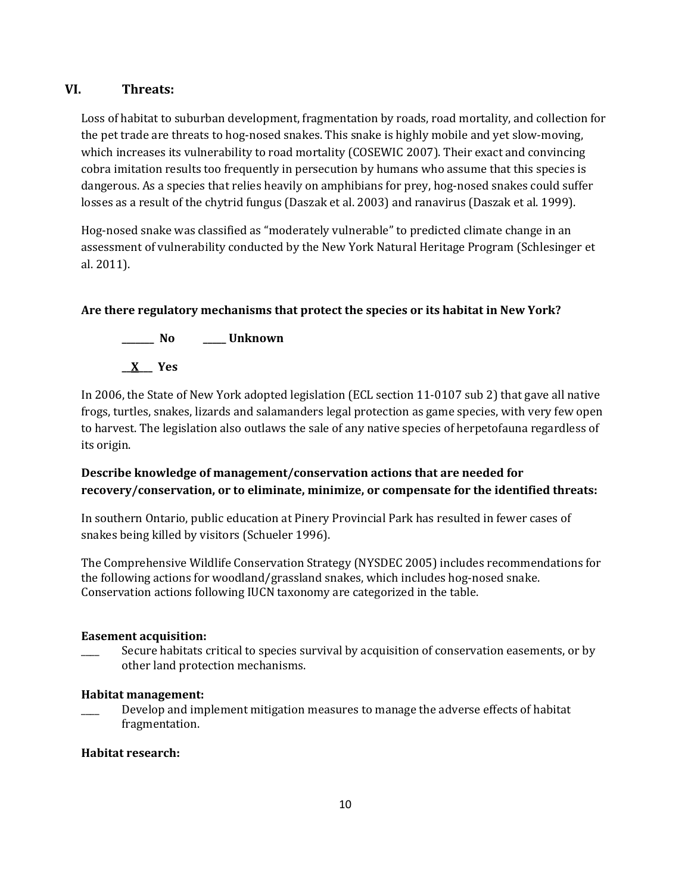## VI. Threats:

Loss of habitat to suburban development, fragmentation by roads, road mortality, and collection for the pet trade are threats to hog-nosed snakes. This snake is highly mobile and yet slow-moving, which increases its vulnerability to road mortality (COSEWIC 2007). Their exact and convincing cobra imitation results too frequently in persecution by humans who assume that this species is dangerous. As a species that relies heavily on amphibians for prey, hog-nosed snakes could suffer losses as a result of the chytrid fungus (Daszak et al. 2003) and ranavirus (Daszak et al. 1999).

Hog-nosed snake was classified as "moderately vulnerable" to predicted climate change in an assessment of vulnerability conducted by the New York Natural Heritage Program (Schlesinger et al. 2011).

**Are there regulatory mechanisms that protect the species or its habitat in New York?**

_______ No &nbsp;&nbsp;&nbsp;&nbsp; _____ Unknown

__X__ Yes

In 2006, the State of New York adopted legislation (ECL section 11-0107 sub 2) that gave all native frogs, turtles, snakes, lizards and salamanders legal protection as game species, with very few open to harvest. The legislation also outlaws the sale of any native species of herpetofauna regardless of its origin.

**Describe knowledge of management/conservation actions that are needed for recovery/conservation, or to eliminate, minimize, or compensate for the identified threats:**

In southern Ontario, public education at Pinery Provincial Park has resulted in fewer cases of snakes being killed by visitors (Schueler 1996).

The Comprehensive Wildlife Conservation Strategy (NYSDEC 2005) includes recommendations for the following actions for woodland/grassland snakes, which includes hog-nosed snake. Conservation actions following IUCN taxonomy are categorized in the table.

**Easement acquisition:**

____ Secure habitats critical to species survival by acquisition of conservation easements, or by other land protection mechanisms.

**Habitat management:**

____ Develop and implement mitigation measures to manage the adverse effects of habitat fragmentation.

**Habitat research:**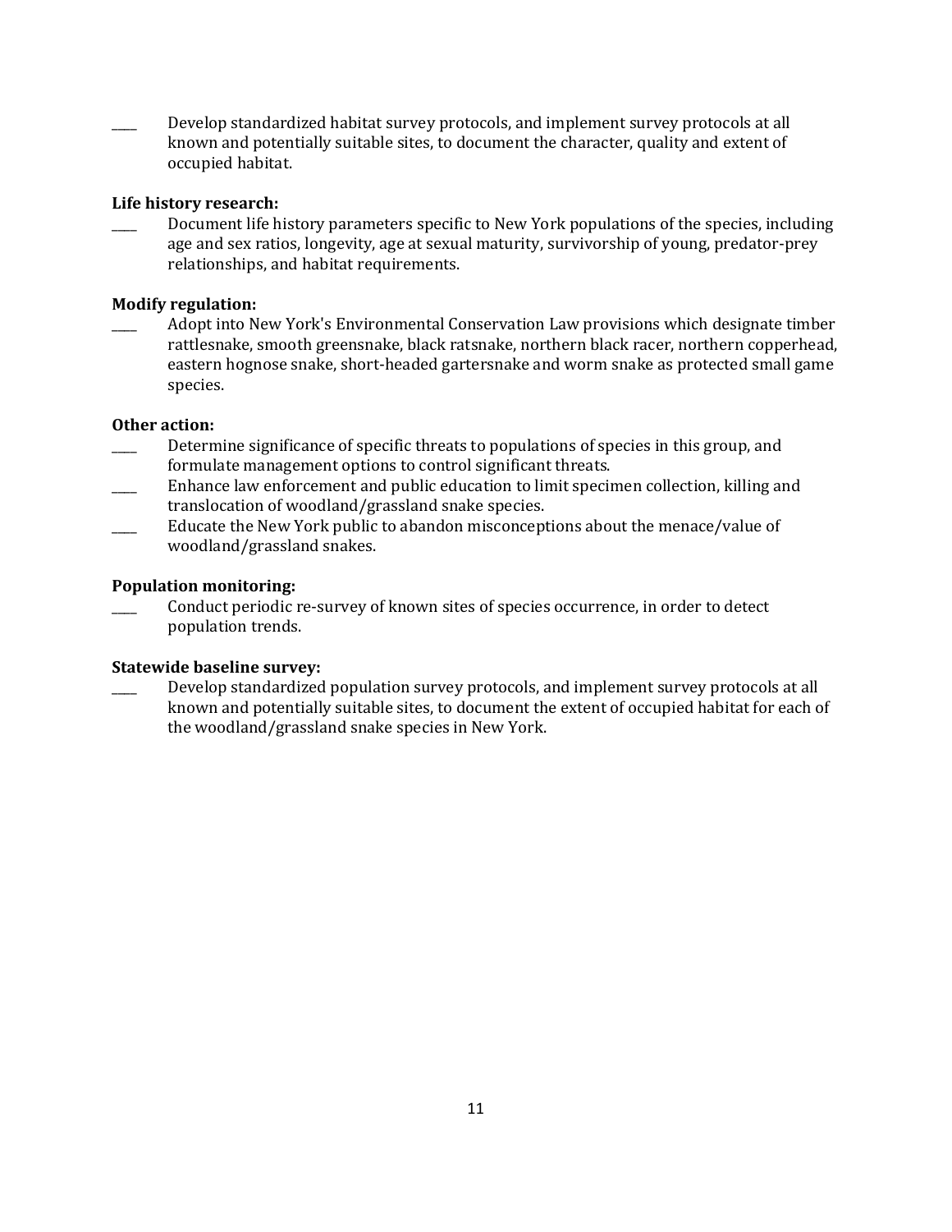____ Develop standardized habitat survey protocols, and implement survey protocols at all known and potentially suitable sites, to document the character, quality and extent of occupied habitat.

**Life history research:**

____ Document life history parameters specific to New York populations of the species, including age and sex ratios, longevity, age at sexual maturity, survivorship of young, predator-prey relationships, and habitat requirements.

**Modify regulation:**

____ Adopt into New York's Environmental Conservation Law provisions which designate timber rattlesnake, smooth greensnake, black ratsnake, northern black racer, northern copperhead, eastern hognose snake, short-headed gartersnake and worm snake as protected small game species.

**Other action:**

____ Determine significance of specific threats to populations of species in this group, and formulate management options to control significant threats.

____ Enhance law enforcement and public education to limit specimen collection, killing and translocation of woodland/grassland snake species.

____ Educate the New York public to abandon misconceptions about the menace/value of woodland/grassland snakes.

**Population monitoring:**

____ Conduct periodic re-survey of known sites of species occurrence, in order to detect population trends.

**Statewide baseline survey:**

____ Develop standardized population survey protocols, and implement survey protocols at all known and potentially suitable sites, to document the extent of occupied habitat for each of the woodland/grassland snake species in New York.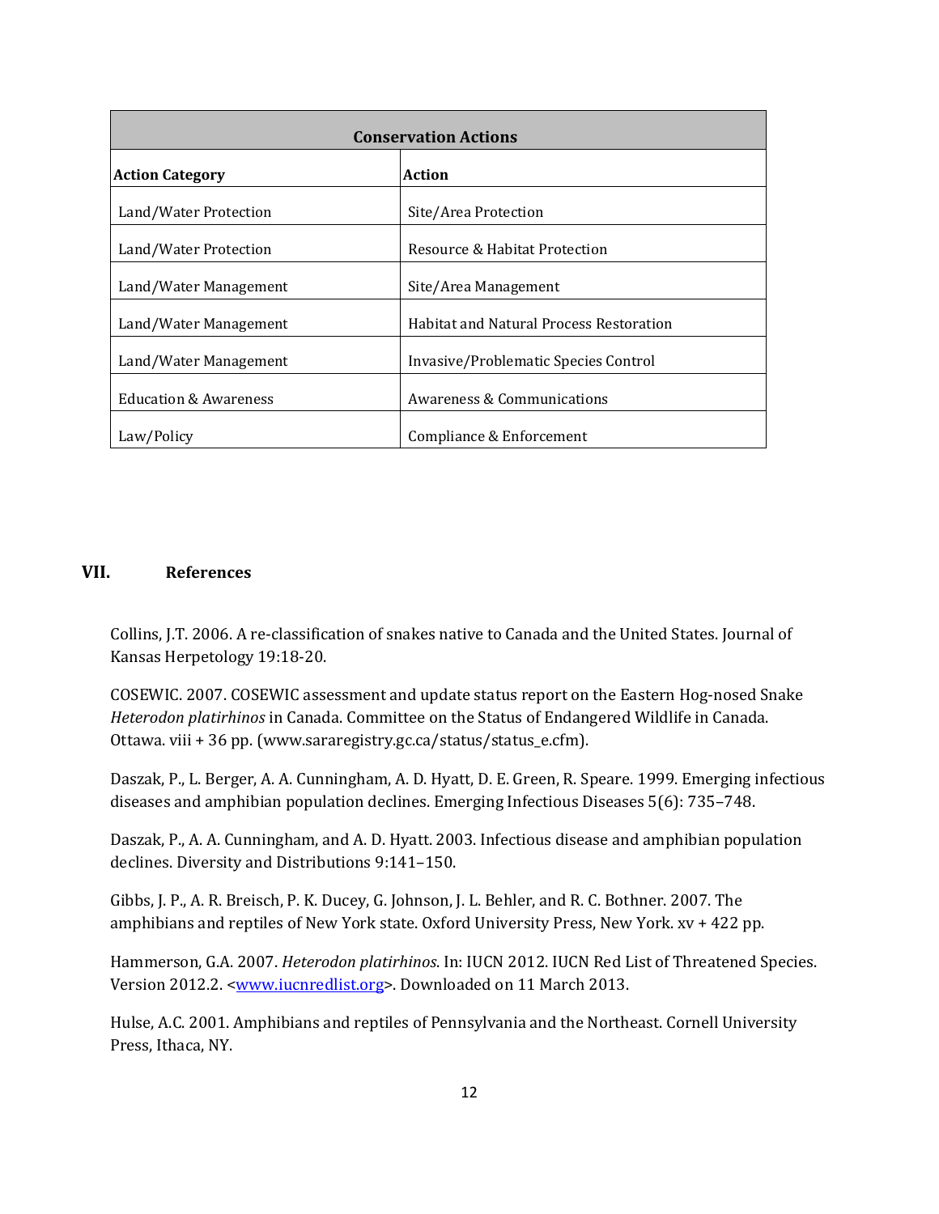| Conservation Actions | |
|---|---|
| **Action Category** | **Action** |
| Land/Water Protection | Site/Area Protection |
| Land/Water Protection | Resource & Habitat Protection |
| Land/Water Management | Site/Area Management |
| Land/Water Management | Habitat and Natural Process Restoration |
| Land/Water Management | Invasive/Problematic Species Control |
| Education & Awareness | Awareness & Communications |
| Law/Policy | Compliance & Enforcement |

## VII. References

Collins, J.T. 2006. A re-classification of snakes native to Canada and the United States. Journal of Kansas Herpetology 19:18-20.

COSEWIC. 2007. COSEWIC assessment and update status report on the Eastern Hog-nosed Snake *Heterodon platirhinos* in Canada. Committee on the Status of Endangered Wildlife in Canada. Ottawa. viii + 36 pp. (www.sararegistry.gc.ca/status/status_e.cfm).

Daszak, P., L. Berger, A. A. Cunningham, A. D. Hyatt, D. E. Green, R. Speare. 1999. Emerging infectious diseases and amphibian population declines. Emerging Infectious Diseases 5(6): 735–748.

Daszak, P., A. A. Cunningham, and A. D. Hyatt. 2003. Infectious disease and amphibian population declines. Diversity and Distributions 9:141–150.

Gibbs, J. P., A. R. Breisch, P. K. Ducey, G. Johnson, J. L. Behler, and R. C. Bothner. 2007. The amphibians and reptiles of New York state. Oxford University Press, New York. xv + 422 pp.

Hammerson, G.A. 2007. *Heterodon platirhinos*. In: IUCN 2012. IUCN Red List of Threatened Species. Version 2012.2. <www.iucnredlist.org>. Downloaded on 11 March 2013.

Hulse, A.C. 2001. Amphibians and reptiles of Pennsylvania and the Northeast. Cornell University Press, Ithaca, NY.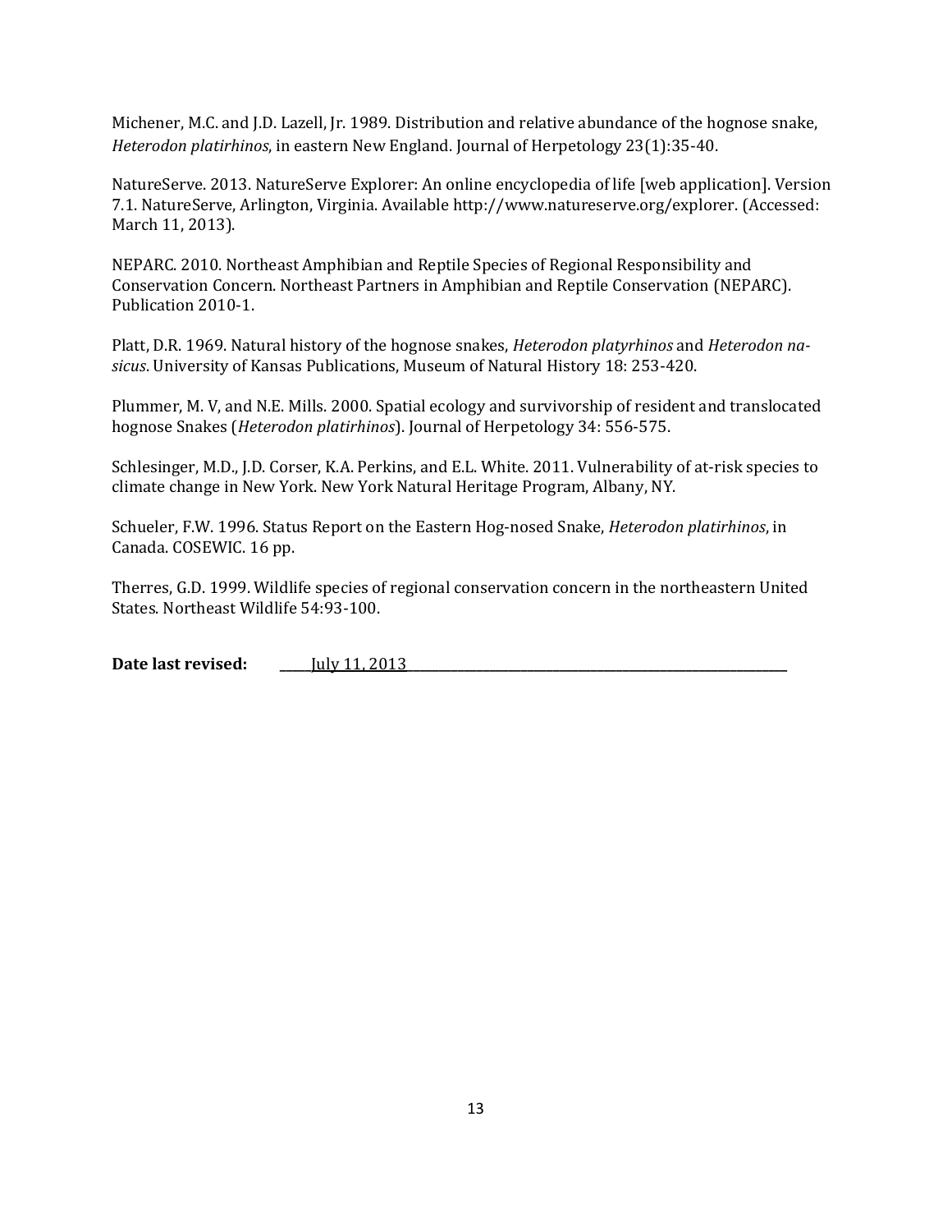Michener, M.C. and J.D. Lazell, Jr. 1989. Distribution and relative abundance of the hognose snake, *Heterodon platirhinos*, in eastern New England. Journal of Herpetology 23(1):35-40.

NatureServe. 2013. NatureServe Explorer: An online encyclopedia of life [web application]. Version 7.1. NatureServe, Arlington, Virginia. Available http://www.natureserve.org/explorer. (Accessed: March 11, 2013).

NEPARC. 2010. Northeast Amphibian and Reptile Species of Regional Responsibility and Conservation Concern. Northeast Partners in Amphibian and Reptile Conservation (NEPARC). Publication 2010-1.

Platt, D.R. 1969. Natural history of the hognose snakes, *Heterodon platyrhinos* and *Heterodon nasicus*. University of Kansas Publications, Museum of Natural History 18: 253-420.

Plummer, M. V, and N.E. Mills. 2000. Spatial ecology and survivorship of resident and translocated hognose Snakes (*Heterodon platirhinos*). Journal of Herpetology 34: 556-575.

Schlesinger, M.D., J.D. Corser, K.A. Perkins, and E.L. White. 2011. Vulnerability of at-risk species to climate change in New York. New York Natural Heritage Program, Albany, NY.

Schueler, F.W. 1996. Status Report on the Eastern Hog-nosed Snake, *Heterodon platirhinos*, in Canada. COSEWIC. 16 pp.

Therres, G.D. 1999. Wildlife species of regional conservation concern in the northeastern United States. Northeast Wildlife 54:93-100.

**Date last revised:** July 11, 2013